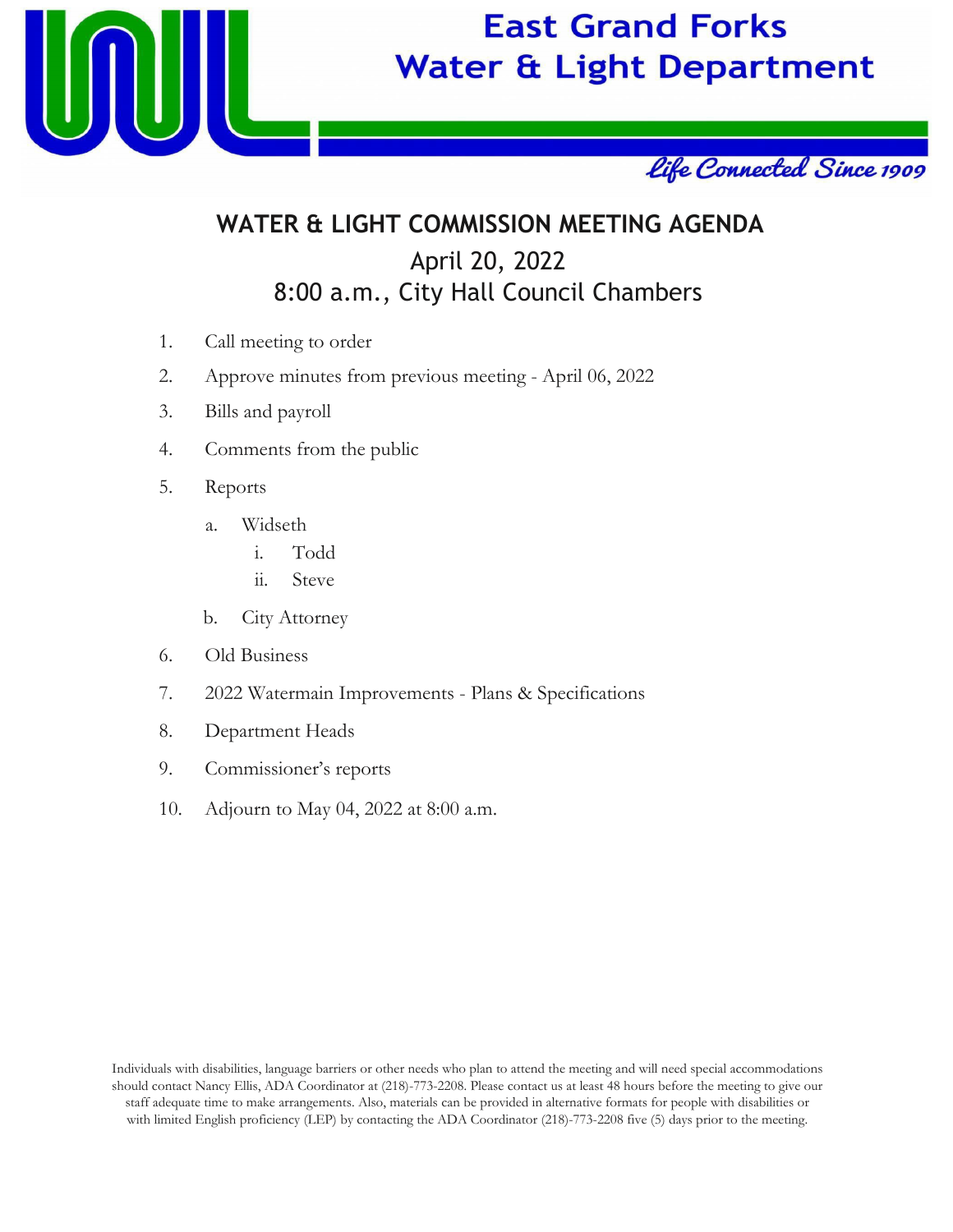# East Grand Forks Water & Light Department

*Life Connected Since 1909*

## WATER & LIGHT COMMISSION MEETING AGENDA

April 20, 2022

8:00 a.m., City Hall Council Chambers

1. Call meeting to order
2. Approve minutes from previous meeting - April 06, 2022
3. Bills and payroll
4. Comments from the public
5. Reports
   a. Widseth
      i. Todd
      ii. Steve
   b. City Attorney
6. Old Business
7. 2022 Watermain Improvements - Plans & Specifications
8. Department Heads
9. Commissioner's reports
10. Adjourn to May 04, 2022 at 8:00 a.m.

Individuals with disabilities, language barriers or other needs who plan to attend the meeting and will need special accommodations should contact Nancy Ellis, ADA Coordinator at (218)-773-2208. Please contact us at least 48 hours before the meeting to give our staff adequate time to make arrangements. Also, materials can be provided in alternative formats for people with disabilities or with limited English proficiency (LEP) by contacting the ADA Coordinator (218)-773-2208 five (5) days prior to the meeting.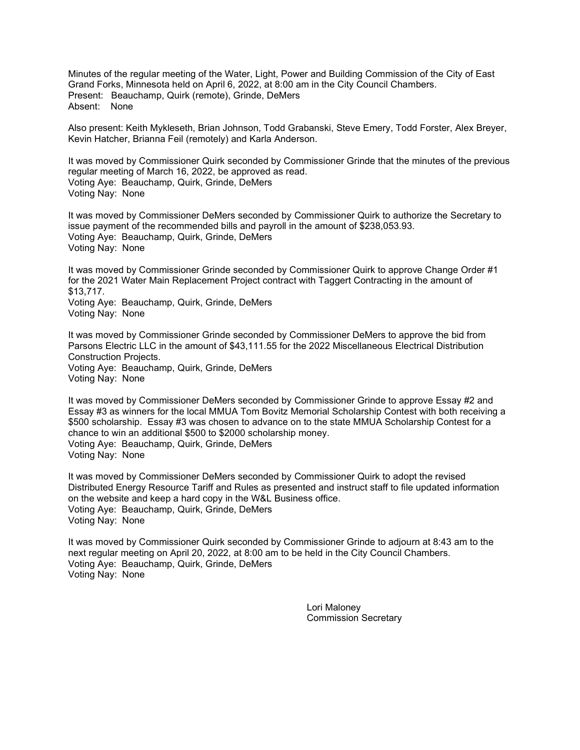Minutes of the regular meeting of the Water, Light, Power and Building Commission of the City of East Grand Forks, Minnesota held on April 6, 2022, at 8:00 am in the City Council Chambers.
Present: Beauchamp, Quirk (remote), Grinde, DeMers
Absent: None

Also present: Keith Mykleseth, Brian Johnson, Todd Grabanski, Steve Emery, Todd Forster, Alex Breyer, Kevin Hatcher, Brianna Feil (remotely) and Karla Anderson.

It was moved by Commissioner Quirk seconded by Commissioner Grinde that the minutes of the previous regular meeting of March 16, 2022, be approved as read.
Voting Aye: Beauchamp, Quirk, Grinde, DeMers
Voting Nay: None

It was moved by Commissioner DeMers seconded by Commissioner Quirk to authorize the Secretary to issue payment of the recommended bills and payroll in the amount of $238,053.93.
Voting Aye: Beauchamp, Quirk, Grinde, DeMers
Voting Nay: None

It was moved by Commissioner Grinde seconded by Commissioner Quirk to approve Change Order #1 for the 2021 Water Main Replacement Project contract with Taggert Contracting in the amount of $13,717.
Voting Aye: Beauchamp, Quirk, Grinde, DeMers
Voting Nay: None

It was moved by Commissioner Grinde seconded by Commissioner DeMers to approve the bid from Parsons Electric LLC in the amount of $43,111.55 for the 2022 Miscellaneous Electrical Distribution Construction Projects.
Voting Aye: Beauchamp, Quirk, Grinde, DeMers
Voting Nay: None

It was moved by Commissioner DeMers seconded by Commissioner Grinde to approve Essay #2 and Essay #3 as winners for the local MMUA Tom Bovitz Memorial Scholarship Contest with both receiving a $500 scholarship. Essay #3 was chosen to advance on to the state MMUA Scholarship Contest for a chance to win an additional $500 to $2000 scholarship money.
Voting Aye: Beauchamp, Quirk, Grinde, DeMers
Voting Nay: None

It was moved by Commissioner DeMers seconded by Commissioner Quirk to adopt the revised Distributed Energy Resource Tariff and Rules as presented and instruct staff to file updated information on the website and keep a hard copy in the W&L Business office.
Voting Aye: Beauchamp, Quirk, Grinde, DeMers
Voting Nay: None

It was moved by Commissioner Quirk seconded by Commissioner Grinde to adjourn at 8:43 am to the next regular meeting on April 20, 2022, at 8:00 am to be held in the City Council Chambers.
Voting Aye: Beauchamp, Quirk, Grinde, DeMers
Voting Nay: None

Lori Maloney
Commission Secretary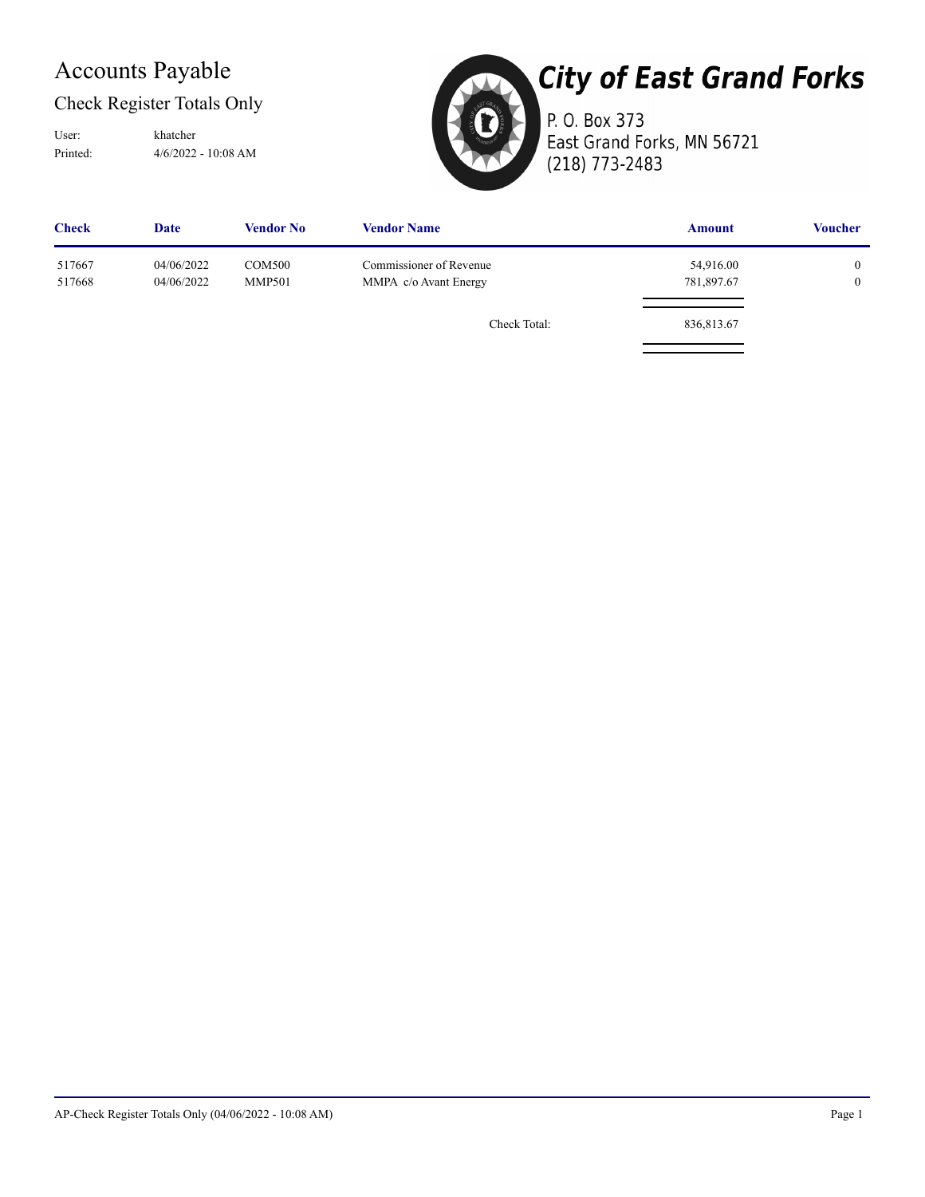# Accounts Payable

## Check Register Totals Only

User: khatcher

Printed: 4/6/2022 - 10:08 AM

**City of East Grand Forks**

P. O. Box 373
East Grand Forks, MN 56721
(218) 773-2483

| Check | Date | Vendor No | Vendor Name | Amount | Voucher |
|---|---|---|---|---|---|
| 517667 | 04/06/2022 | COM500 | Commissioner of Revenue | 54,916.00 | 0 |
| 517668 | 04/06/2022 | MMP501 | MMPA c/o Avant Energy | 781,897.67 | 0 |
| | | | Check Total: | 836,813.67 | |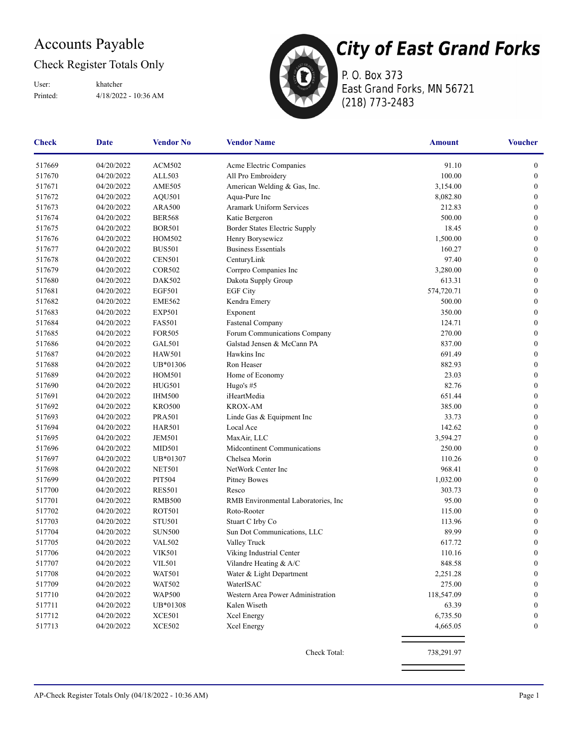# Accounts Payable

## Check Register Totals Only

User: khatcher
Printed: 4/18/2022 - 10:36 AM

**City of East Grand Forks**
P. O. Box 373
East Grand Forks, MN 56721
(218) 773-2483

| Check | Date | Vendor No | Vendor Name | Amount | Voucher |
|---|---|---|---|---|---|
| 517669 | 04/20/2022 | ACM502 | Acme Electric Companies | 91.10 | 0 |
| 517670 | 04/20/2022 | ALL503 | All Pro Embroidery | 100.00 | 0 |
| 517671 | 04/20/2022 | AME505 | American Welding & Gas, Inc. | 3,154.00 | 0 |
| 517672 | 04/20/2022 | AQU501 | Aqua-Pure Inc | 8,082.80 | 0 |
| 517673 | 04/20/2022 | ARA500 | Aramark Uniform Services | 212.83 | 0 |
| 517674 | 04/20/2022 | BER568 | Katie Bergeron | 500.00 | 0 |
| 517675 | 04/20/2022 | BOR501 | Border States Electric Supply | 18.45 | 0 |
| 517676 | 04/20/2022 | HOM502 | Henry Borysewicz | 1,500.00 | 0 |
| 517677 | 04/20/2022 | BUS501 | Business Essentials | 160.27 | 0 |
| 517678 | 04/20/2022 | CEN501 | CenturyLink | 97.40 | 0 |
| 517679 | 04/20/2022 | COR502 | Corrpro Companies Inc | 3,280.00 | 0 |
| 517680 | 04/20/2022 | DAK502 | Dakota Supply Group | 613.31 | 0 |
| 517681 | 04/20/2022 | EGF501 | EGF City | 574,720.71 | 0 |
| 517682 | 04/20/2022 | EME562 | Kendra Emery | 500.00 | 0 |
| 517683 | 04/20/2022 | EXP501 | Exponent | 350.00 | 0 |
| 517684 | 04/20/2022 | FAS501 | Fastenal Company | 124.71 | 0 |
| 517685 | 04/20/2022 | FOR505 | Forum Communications Company | 270.00 | 0 |
| 517686 | 04/20/2022 | GAL501 | Galstad Jensen & McCann PA | 837.00 | 0 |
| 517687 | 04/20/2022 | HAW501 | Hawkins Inc | 691.49 | 0 |
| 517688 | 04/20/2022 | UB*01306 | Ron Heaser | 882.93 | 0 |
| 517689 | 04/20/2022 | HOM501 | Home of Economy | 23.03 | 0 |
| 517690 | 04/20/2022 | HUG501 | Hugo's #5 | 82.76 | 0 |
| 517691 | 04/20/2022 | IHM500 | iHeartMedia | 651.44 | 0 |
| 517692 | 04/20/2022 | KRO500 | KROX-AM | 385.00 | 0 |
| 517693 | 04/20/2022 | PRA501 | Linde Gas & Equipment Inc | 33.73 | 0 |
| 517694 | 04/20/2022 | HAR501 | Local Ace | 142.62 | 0 |
| 517695 | 04/20/2022 | JEM501 | MaxAir, LLC | 3,594.27 | 0 |
| 517696 | 04/20/2022 | MID501 | Midcontinent Communications | 250.00 | 0 |
| 517697 | 04/20/2022 | UB*01307 | Chelsea Morin | 110.26 | 0 |
| 517698 | 04/20/2022 | NET501 | NetWork Center Inc | 968.41 | 0 |
| 517699 | 04/20/2022 | PIT504 | Pitney Bowes | 1,032.00 | 0 |
| 517700 | 04/20/2022 | RES501 | Resco | 303.73 | 0 |
| 517701 | 04/20/2022 | RMB500 | RMB Environmental Laboratories, Inc | 95.00 | 0 |
| 517702 | 04/20/2022 | ROT501 | Roto-Rooter | 115.00 | 0 |
| 517703 | 04/20/2022 | STU501 | Stuart C Irby Co | 113.96 | 0 |
| 517704 | 04/20/2022 | SUN500 | Sun Dot Communications, LLC | 89.99 | 0 |
| 517705 | 04/20/2022 | VAL502 | Valley Truck | 617.72 | 0 |
| 517706 | 04/20/2022 | VIK501 | Viking Industrial Center | 110.16 | 0 |
| 517707 | 04/20/2022 | VIL501 | Vilandre Heating & A/C | 848.58 | 0 |
| 517708 | 04/20/2022 | WAT501 | Water & Light Department | 2,251.28 | 0 |
| 517709 | 04/20/2022 | WAT502 | WaterISAC | 275.00 | 0 |
| 517710 | 04/20/2022 | WAP500 | Western Area Power Administration | 118,547.09 | 0 |
| 517711 | 04/20/2022 | UB*01308 | Kalen Wiseth | 63.39 | 0 |
| 517712 | 04/20/2022 | XCE501 | Xcel Energy | 6,735.50 | 0 |
| 517713 | 04/20/2022 | XCE502 | Xcel Energy | 4,665.05 | 0 |
| | | | Check Total: | 738,291.97 | |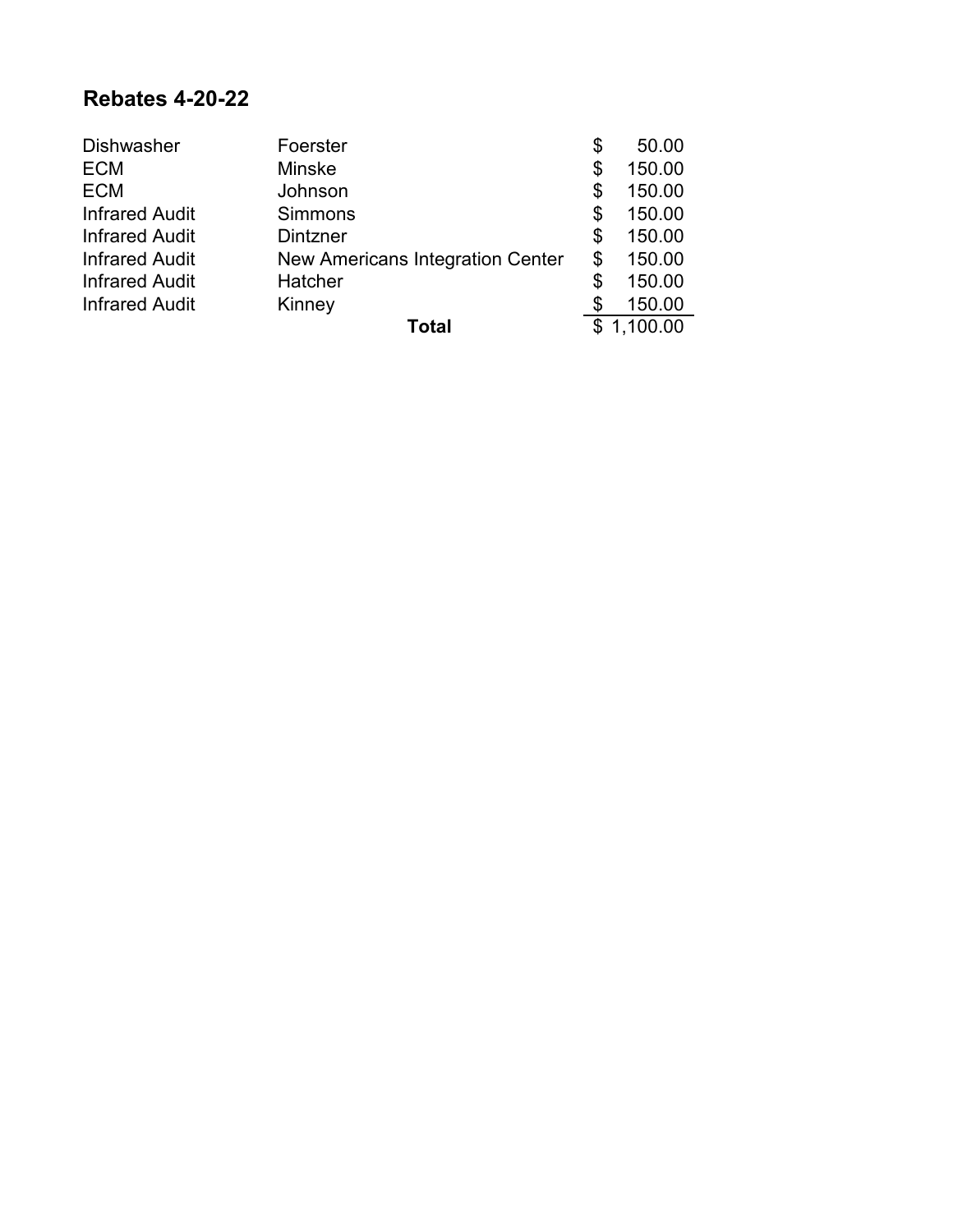## Rebates 4-20-22

| | | |
|---|---|---|
| Dishwasher | Foerster | $ 50.00 |
| ECM | Minske | $ 150.00 |
| ECM | Johnson | $ 150.00 |
| Infrared Audit | Simmons | $ 150.00 |
| Infrared Audit | Dintzner | $ 150.00 |
| Infrared Audit | New Americans Integration Center | $ 150.00 |
| Infrared Audit | Hatcher | $ 150.00 |
| Infrared Audit | Kinney | $ 150.00 |
| | **Total** | $ 1,100.00 |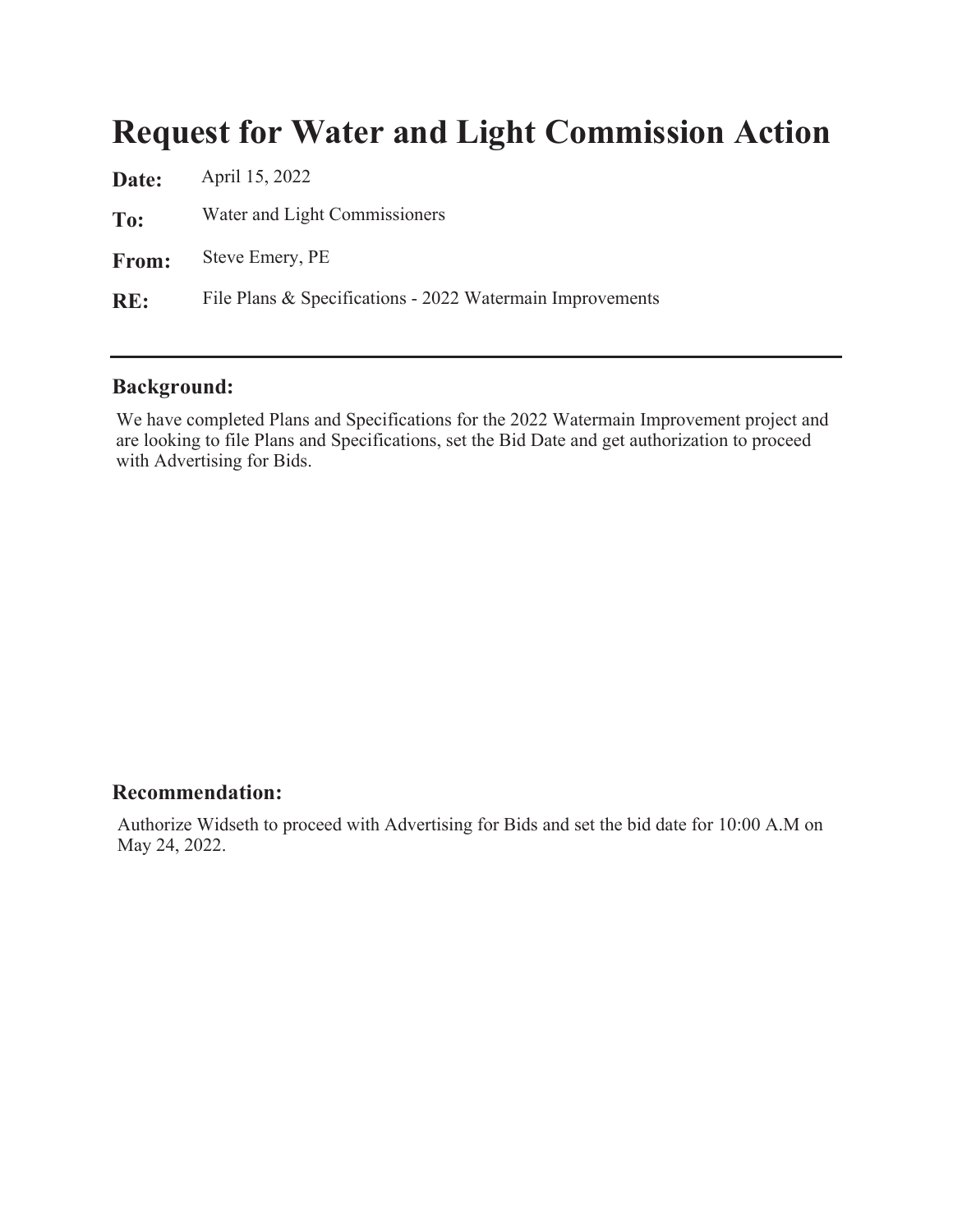# Request for Water and Light Commission Action

**Date:** April 15, 2022

**To:** Water and Light Commissioners

**From:** Steve Emery, PE

**RE:** File Plans & Specifications - 2022 Watermain Improvements

---

## Background:

We have completed Plans and Specifications for the 2022 Watermain Improvement project and are looking to file Plans and Specifications, set the Bid Date and get authorization to proceed with Advertising for Bids.

## Recommendation:

Authorize Widseth to proceed with Advertising for Bids and set the bid date for 10:00 A.M on May 24, 2022.